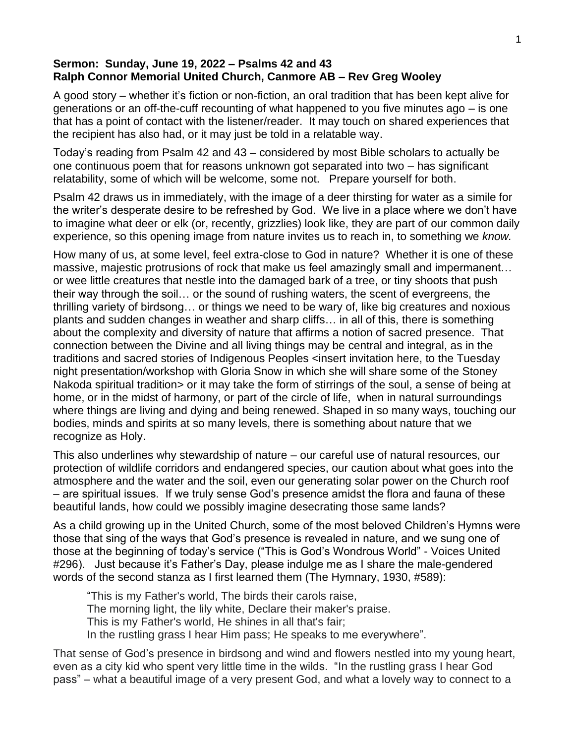**Sermon: Sunday, June 19, 2022 – Psalms 42 and 43**
**Ralph Connor Memorial United Church, Canmore AB – Rev Greg Wooley**

A good story – whether it's fiction or non-fiction, an oral tradition that has been kept alive for generations or an off-the-cuff recounting of what happened to you five minutes ago – is one that has a point of contact with the listener/reader. It may touch on shared experiences that the recipient has also had, or it may just be told in a relatable way.

Today's reading from Psalm 42 and 43 – considered by most Bible scholars to actually be one continuous poem that for reasons unknown got separated into two – has significant relatability, some of which will be welcome, some not. Prepare yourself for both.

Psalm 42 draws us in immediately, with the image of a deer thirsting for water as a simile for the writer's desperate desire to be refreshed by God. We live in a place where we don't have to imagine what deer or elk (or, recently, grizzlies) look like, they are part of our common daily experience, so this opening image from nature invites us to reach in, to something we *know.*

How many of us, at some level, feel extra-close to God in nature? Whether it is one of these massive, majestic protrusions of rock that make us feel amazingly small and impermanent… or wee little creatures that nestle into the damaged bark of a tree, or tiny shoots that push their way through the soil… or the sound of rushing waters, the scent of evergreens, the thrilling variety of birdsong… or things we need to be wary of, like big creatures and noxious plants and sudden changes in weather and sharp cliffs… in all of this, there is something about the complexity and diversity of nature that affirms a notion of sacred presence. That connection between the Divine and all living things may be central and integral, as in the traditions and sacred stories of Indigenous Peoples <insert invitation here, to the Tuesday night presentation/workshop with Gloria Snow in which she will share some of the Stoney Nakoda spiritual tradition> or it may take the form of stirrings of the soul, a sense of being at home, or in the midst of harmony, or part of the circle of life, when in natural surroundings where things are living and dying and being renewed. Shaped in so many ways, touching our bodies, minds and spirits at so many levels, there is something about nature that we recognize as Holy.

This also underlines why stewardship of nature – our careful use of natural resources, our protection of wildlife corridors and endangered species, our caution about what goes into the atmosphere and the water and the soil, even our generating solar power on the Church roof – are spiritual issues. If we truly sense God's presence amidst the flora and fauna of these beautiful lands, how could we possibly imagine desecrating those same lands?

As a child growing up in the United Church, some of the most beloved Children's Hymns were those that sing of the ways that God's presence is revealed in nature, and we sung one of those at the beginning of today's service ("This is God's Wondrous World" - Voices United #296). Just because it's Father's Day, please indulge me as I share the male-gendered words of the second stanza as I first learned them (The Hymnary, 1930, #589):

> "This is my Father's world, The birds their carols raise,
> The morning light, the lily white, Declare their maker's praise.
> This is my Father's world, He shines in all that's fair;
> In the rustling grass I hear Him pass; He speaks to me everywhere".

That sense of God's presence in birdsong and wind and flowers nestled into my young heart, even as a city kid who spent very little time in the wilds. "In the rustling grass I hear God pass" – what a beautiful image of a very present God, and what a lovely way to connect to a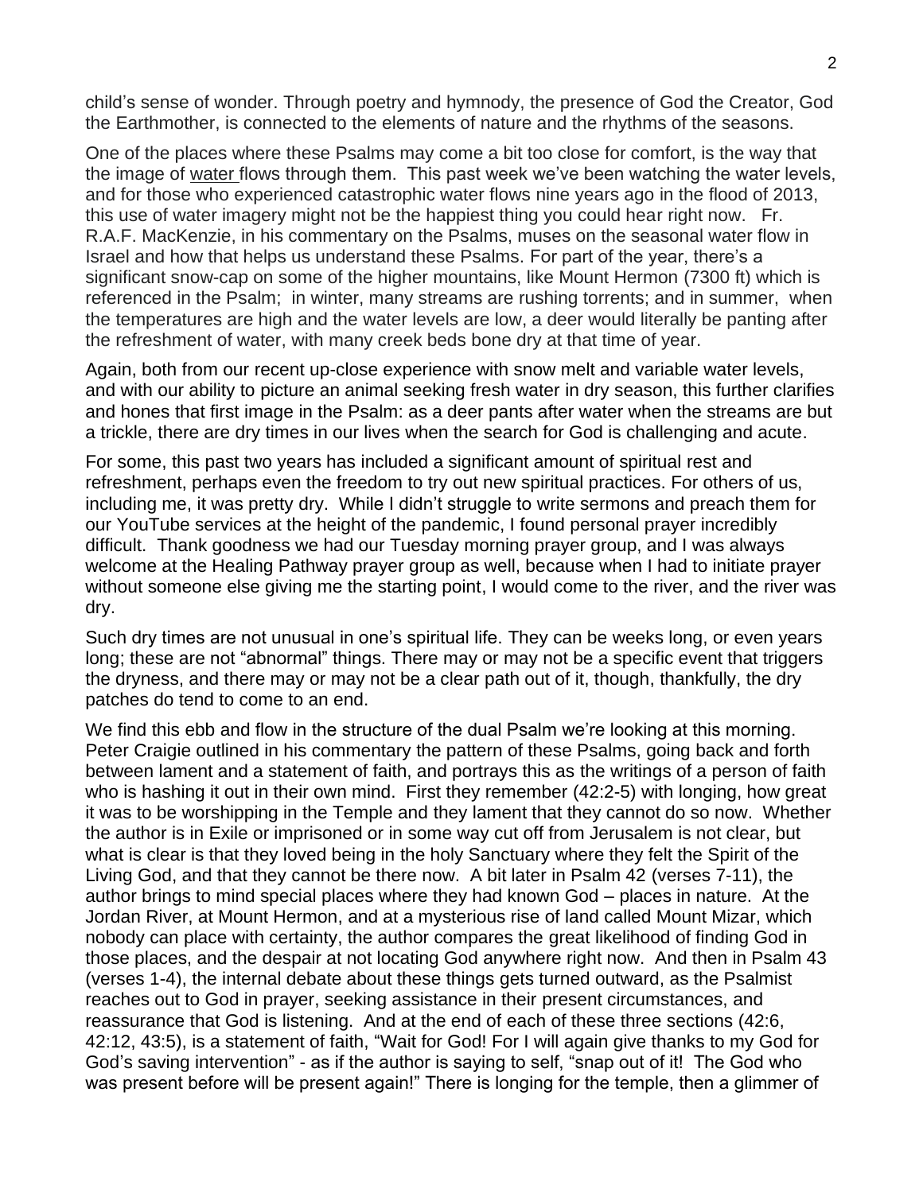child's sense of wonder. Through poetry and hymnody, the presence of God the Creator, God the Earthmother, is connected to the elements of nature and the rhythms of the seasons.

One of the places where these Psalms may come a bit too close for comfort, is the way that the image of water flows through them. This past week we've been watching the water levels, and for those who experienced catastrophic water flows nine years ago in the flood of 2013, this use of water imagery might not be the happiest thing you could hear right now. Fr. R.A.F. MacKenzie, in his commentary on the Psalms, muses on the seasonal water flow in Israel and how that helps us understand these Psalms. For part of the year, there's a significant snow-cap on some of the higher mountains, like Mount Hermon (7300 ft) which is referenced in the Psalm; in winter, many streams are rushing torrents; and in summer, when the temperatures are high and the water levels are low, a deer would literally be panting after the refreshment of water, with many creek beds bone dry at that time of year.

Again, both from our recent up-close experience with snow melt and variable water levels, and with our ability to picture an animal seeking fresh water in dry season, this further clarifies and hones that first image in the Psalm: as a deer pants after water when the streams are but a trickle, there are dry times in our lives when the search for God is challenging and acute.

For some, this past two years has included a significant amount of spiritual rest and refreshment, perhaps even the freedom to try out new spiritual practices. For others of us, including me, it was pretty dry. While I didn't struggle to write sermons and preach them for our YouTube services at the height of the pandemic, I found personal prayer incredibly difficult. Thank goodness we had our Tuesday morning prayer group, and I was always welcome at the Healing Pathway prayer group as well, because when I had to initiate prayer without someone else giving me the starting point, I would come to the river, and the river was dry.

Such dry times are not unusual in one's spiritual life. They can be weeks long, or even years long; these are not "abnormal" things. There may or may not be a specific event that triggers the dryness, and there may or may not be a clear path out of it, though, thankfully, the dry patches do tend to come to an end.

We find this ebb and flow in the structure of the dual Psalm we're looking at this morning. Peter Craigie outlined in his commentary the pattern of these Psalms, going back and forth between lament and a statement of faith, and portrays this as the writings of a person of faith who is hashing it out in their own mind. First they remember (42:2-5) with longing, how great it was to be worshipping in the Temple and they lament that they cannot do so now. Whether the author is in Exile or imprisoned or in some way cut off from Jerusalem is not clear, but what is clear is that they loved being in the holy Sanctuary where they felt the Spirit of the Living God, and that they cannot be there now. A bit later in Psalm 42 (verses 7-11), the author brings to mind special places where they had known God – places in nature. At the Jordan River, at Mount Hermon, and at a mysterious rise of land called Mount Mizar, which nobody can place with certainty, the author compares the great likelihood of finding God in those places, and the despair at not locating God anywhere right now. And then in Psalm 43 (verses 1-4), the internal debate about these things gets turned outward, as the Psalmist reaches out to God in prayer, seeking assistance in their present circumstances, and reassurance that God is listening. And at the end of each of these three sections (42:6, 42:12, 43:5), is a statement of faith, "Wait for God! For I will again give thanks to my God for God's saving intervention" - as if the author is saying to self, "snap out of it! The God who was present before will be present again!" There is longing for the temple, then a glimmer of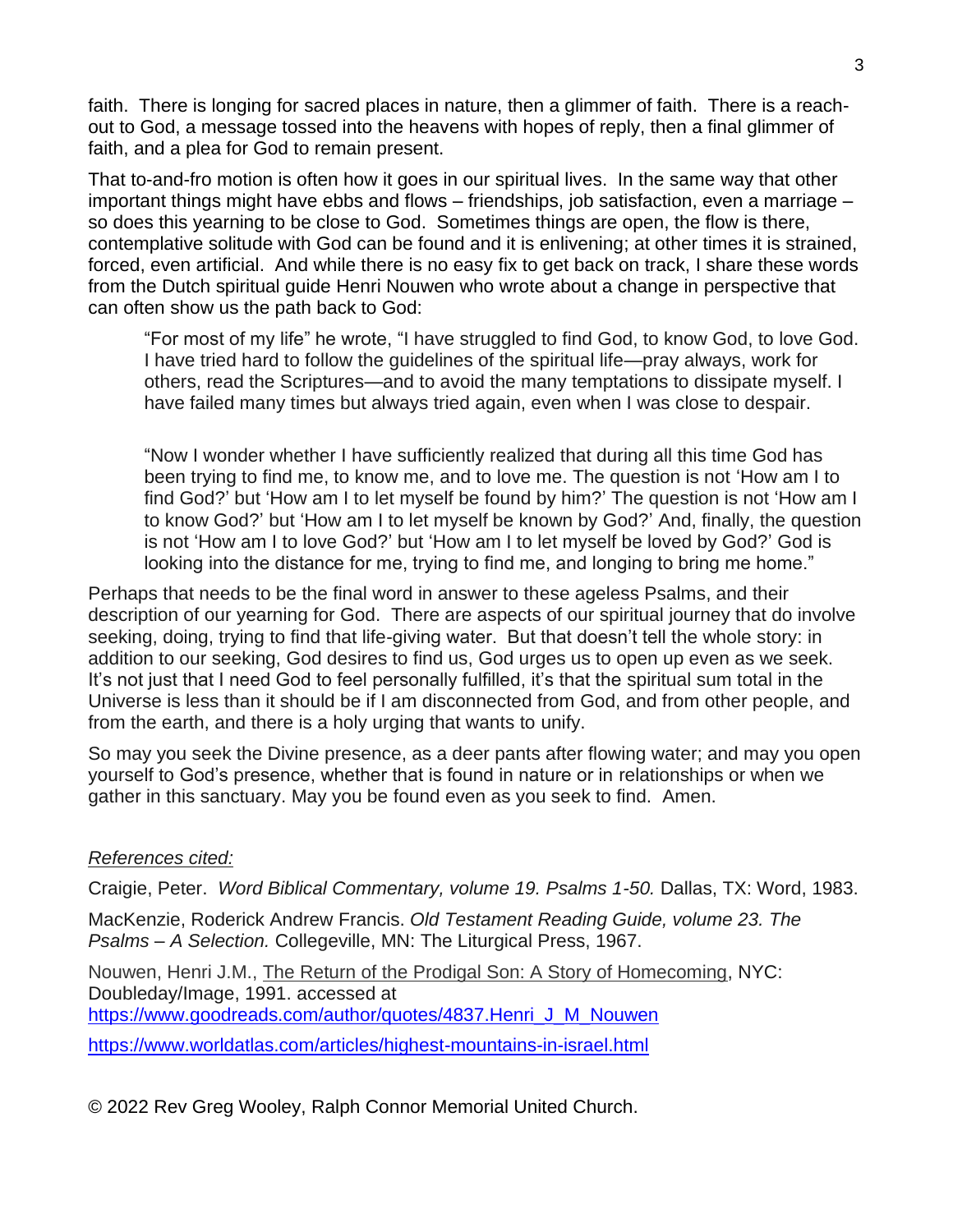faith. There is longing for sacred places in nature, then a glimmer of faith. There is a reach-out to God, a message tossed into the heavens with hopes of reply, then a final glimmer of faith, and a plea for God to remain present.

That to-and-fro motion is often how it goes in our spiritual lives. In the same way that other important things might have ebbs and flows – friendships, job satisfaction, even a marriage – so does this yearning to be close to God. Sometimes things are open, the flow is there, contemplative solitude with God can be found and it is enlivening; at other times it is strained, forced, even artificial. And while there is no easy fix to get back on track, I share these words from the Dutch spiritual guide Henri Nouwen who wrote about a change in perspective that can often show us the path back to God:

> "For most of my life" he wrote, "I have struggled to find God, to know God, to love God. I have tried hard to follow the guidelines of the spiritual life—pray always, work for others, read the Scriptures—and to avoid the many temptations to dissipate myself. I have failed many times but always tried again, even when I was close to despair.
>
> "Now I wonder whether I have sufficiently realized that during all this time God has been trying to find me, to know me, and to love me. The question is not 'How am I to find God?' but 'How am I to let myself be found by him?' The question is not 'How am I to know God?' but 'How am I to let myself be known by God?' And, finally, the question is not 'How am I to love God?' but 'How am I to let myself be loved by God?' God is looking into the distance for me, trying to find me, and longing to bring me home."

Perhaps that needs to be the final word in answer to these ageless Psalms, and their description of our yearning for God. There are aspects of our spiritual journey that do involve seeking, doing, trying to find that life-giving water. But that doesn't tell the whole story: in addition to our seeking, God desires to find us, God urges us to open up even as we seek. It's not just that I need God to feel personally fulfilled, it's that the spiritual sum total in the Universe is less than it should be if I am disconnected from God, and from other people, and from the earth, and there is a holy urging that wants to unify.

So may you seek the Divine presence, as a deer pants after flowing water; and may you open yourself to God's presence, whether that is found in nature or in relationships or when we gather in this sanctuary. May you be found even as you seek to find. Amen.

*References cited:*

Craigie, Peter. *Word Biblical Commentary, volume 19. Psalms 1-50.* Dallas, TX: Word, 1983.

MacKenzie, Roderick Andrew Francis. *Old Testament Reading Guide, volume 23. The Psalms – A Selection.* Collegeville, MN: The Liturgical Press, 1967.

Nouwen, Henri J.M., The Return of the Prodigal Son: A Story of Homecoming, NYC: Doubleday/Image, 1991. accessed at https://www.goodreads.com/author/quotes/4837.Henri_J_M_Nouwen

https://www.worldatlas.com/articles/highest-mountains-in-israel.html

© 2022 Rev Greg Wooley, Ralph Connor Memorial United Church.